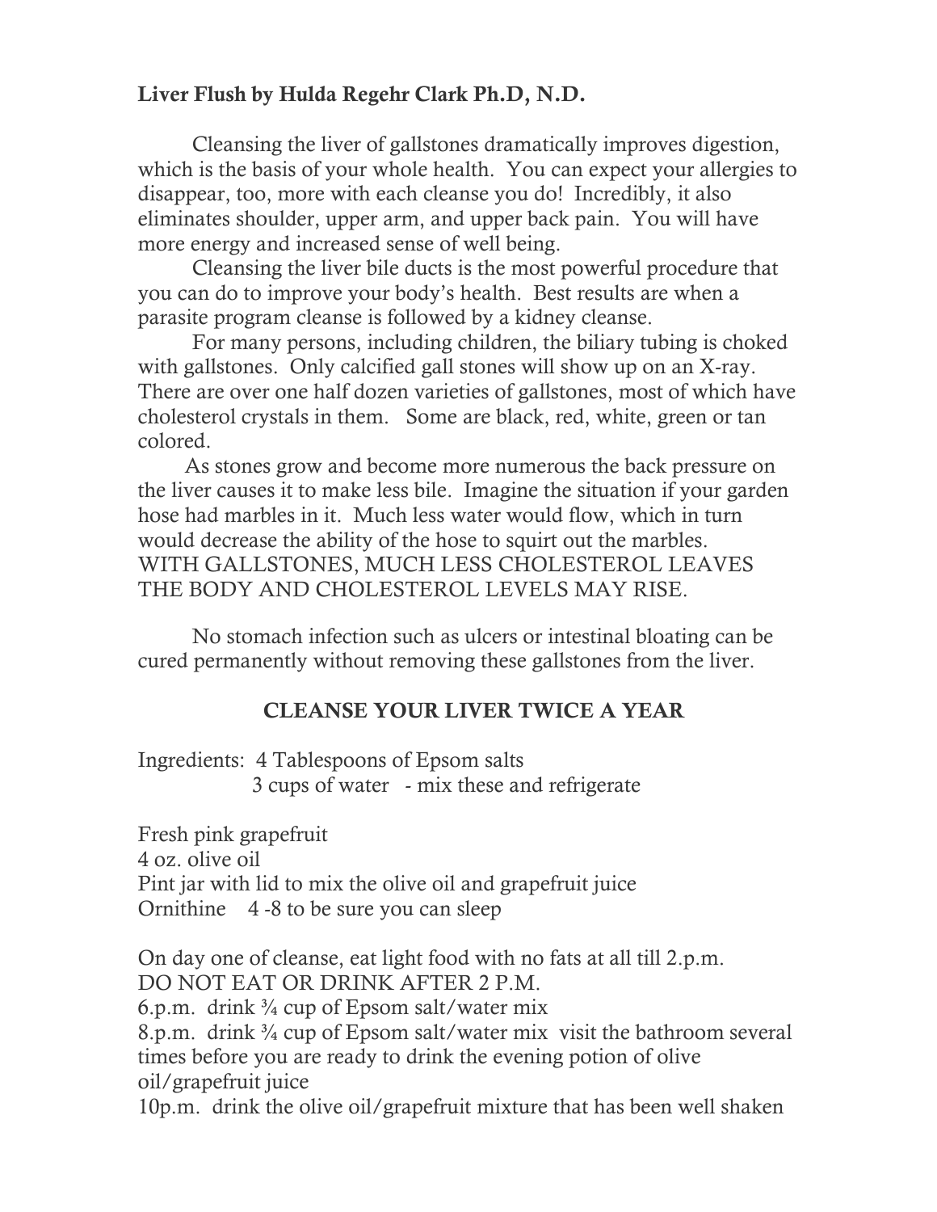**Liver Flush by Hulda Regehr Clark Ph.D, N.D.**

Cleansing the liver of gallstones dramatically improves digestion, which is the basis of your whole health. You can expect your allergies to disappear, too, more with each cleanse you do! Incredibly, it also eliminates shoulder, upper arm, and upper back pain. You will have more energy and increased sense of well being.

Cleansing the liver bile ducts is the most powerful procedure that you can do to improve your body's health. Best results are when a parasite program cleanse is followed by a kidney cleanse.

For many persons, including children, the biliary tubing is choked with gallstones. Only calcified gall stones will show up on an X-ray. There are over one half dozen varieties of gallstones, most of which have cholesterol crystals in them. Some are black, red, white, green or tan colored.

As stones grow and become more numerous the back pressure on the liver causes it to make less bile. Imagine the situation if your garden hose had marbles in it. Much less water would flow, which in turn would decrease the ability of the hose to squirt out the marbles. WITH GALLSTONES, MUCH LESS CHOLESTEROL LEAVES THE BODY AND CHOLESTEROL LEVELS MAY RISE.

No stomach infection such as ulcers or intestinal bloating can be cured permanently without removing these gallstones from the liver.

**CLEANSE YOUR LIVER TWICE A YEAR**

Ingredients: 4 Tablespoons of Epsom salts
3 cups of water - mix these and refrigerate

Fresh pink grapefruit
4 oz. olive oil
Pint jar with lid to mix the olive oil and grapefruit juice
Ornithine 4 -8 to be sure you can sleep

On day one of cleanse, eat light food with no fats at all till 2.p.m.
DO NOT EAT OR DRINK AFTER 2 P.M.
6.p.m. drink ¾ cup of Epsom salt/water mix
8.p.m. drink ¾ cup of Epsom salt/water mix visit the bathroom several times before you are ready to drink the evening potion of olive oil/grapefruit juice
10p.m. drink the olive oil/grapefruit mixture that has been well shaken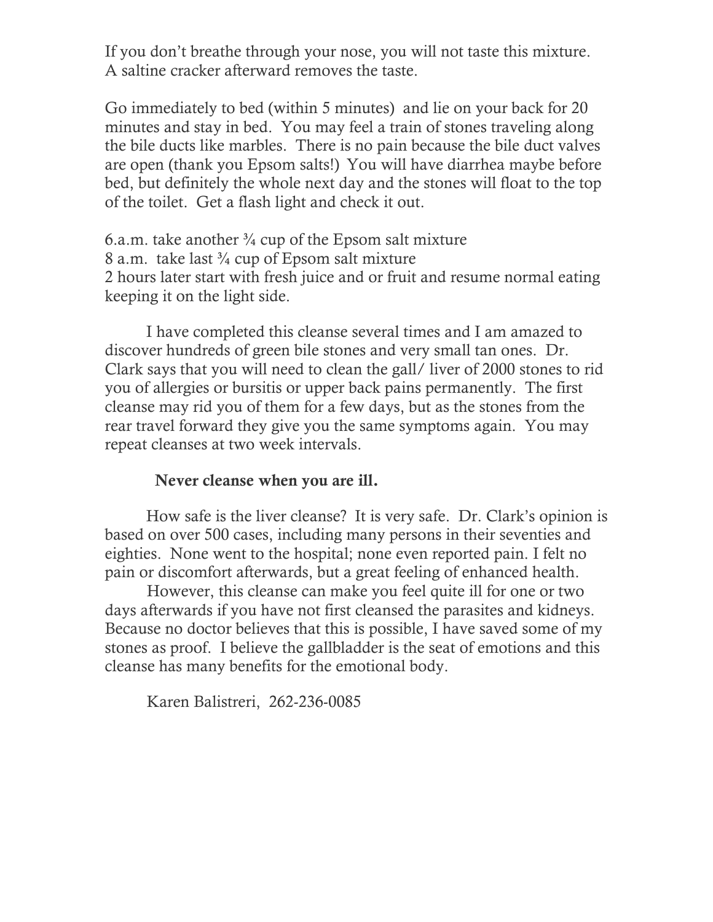If you don't breathe through your nose, you will not taste this mixture. A saltine cracker afterward removes the taste.

Go immediately to bed (within 5 minutes) and lie on your back for 20 minutes and stay in bed. You may feel a train of stones traveling along the bile ducts like marbles. There is no pain because the bile duct valves are open (thank you Epsom salts!) You will have diarrhea maybe before bed, but definitely the whole next day and the stones will float to the top of the toilet. Get a flash light and check it out.

6.a.m. take another ¾ cup of the Epsom salt mixture
8 a.m. take last ¾ cup of Epsom salt mixture
2 hours later start with fresh juice and or fruit and resume normal eating keeping it on the light side.

I have completed this cleanse several times and I am amazed to discover hundreds of green bile stones and very small tan ones. Dr. Clark says that you will need to clean the gall/ liver of 2000 stones to rid you of allergies or bursitis or upper back pains permanently. The first cleanse may rid you of them for a few days, but as the stones from the rear travel forward they give you the same symptoms again. You may repeat cleanses at two week intervals.

**Never cleanse when you are ill.**

How safe is the liver cleanse? It is very safe. Dr. Clark's opinion is based on over 500 cases, including many persons in their seventies and eighties. None went to the hospital; none even reported pain. I felt no pain or discomfort afterwards, but a great feeling of enhanced health.

However, this cleanse can make you feel quite ill for one or two days afterwards if you have not first cleansed the parasites and kidneys. Because no doctor believes that this is possible, I have saved some of my stones as proof. I believe the gallbladder is the seat of emotions and this cleanse has many benefits for the emotional body.

Karen Balistreri, 262-236-0085